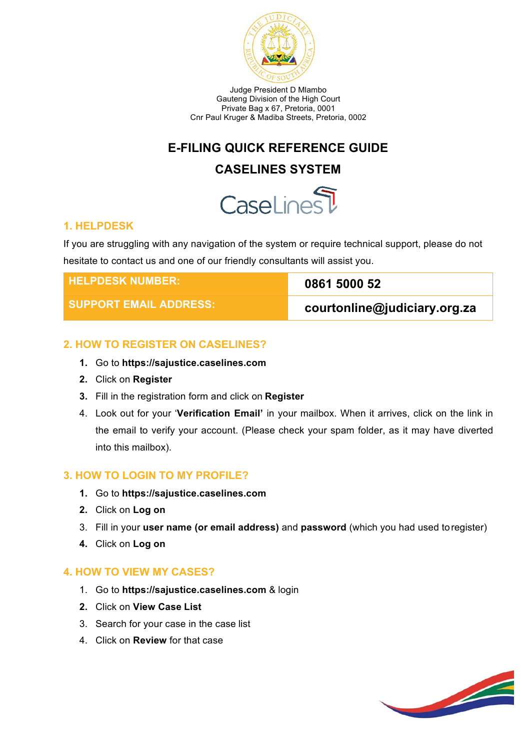Judge President D Mlambo
Gauteng Division of the High Court
Private Bag x 67, Pretoria, 0001
Cnr Paul Kruger & Madiba Streets, Pretoria, 0002

# E-FILING QUICK REFERENCE GUIDE

# CASELINES SYSTEM

CaseLines

## 1. HELPDESK

If you are struggling with any navigation of the system or require technical support, please do not hesitate to contact us and one of our friendly consultants will assist you.

| HELPDESK NUMBER: | 0861 5000 52 |
|---|---|
| SUPPORT EMAIL ADDRESS: | courtonline@judiciary.org.za |

## 2. HOW TO REGISTER ON CASELINES?

1. Go to **https://sajustice.caselines.com**
2. Click on **Register**
3. Fill in the registration form and click on **Register**
4. Look out for your '**Verification Email'** in your mailbox. When it arrives, click on the link in the email to verify your account. (Please check your spam folder, as it may have diverted into this mailbox).

## 3. HOW TO LOGIN TO MY PROFILE?

1. Go to **https://sajustice.caselines.com**
2. Click on **Log on**
3. Fill in your **user name (or email address)** and **password** (which you had used to register)
4. Click on **Log on**

## 4. HOW TO VIEW MY CASES?

1. Go to **https://sajustice.caselines.com** & login
2. Click on **View Case List**
3. Search for your case in the case list
4. Click on **Review** for that case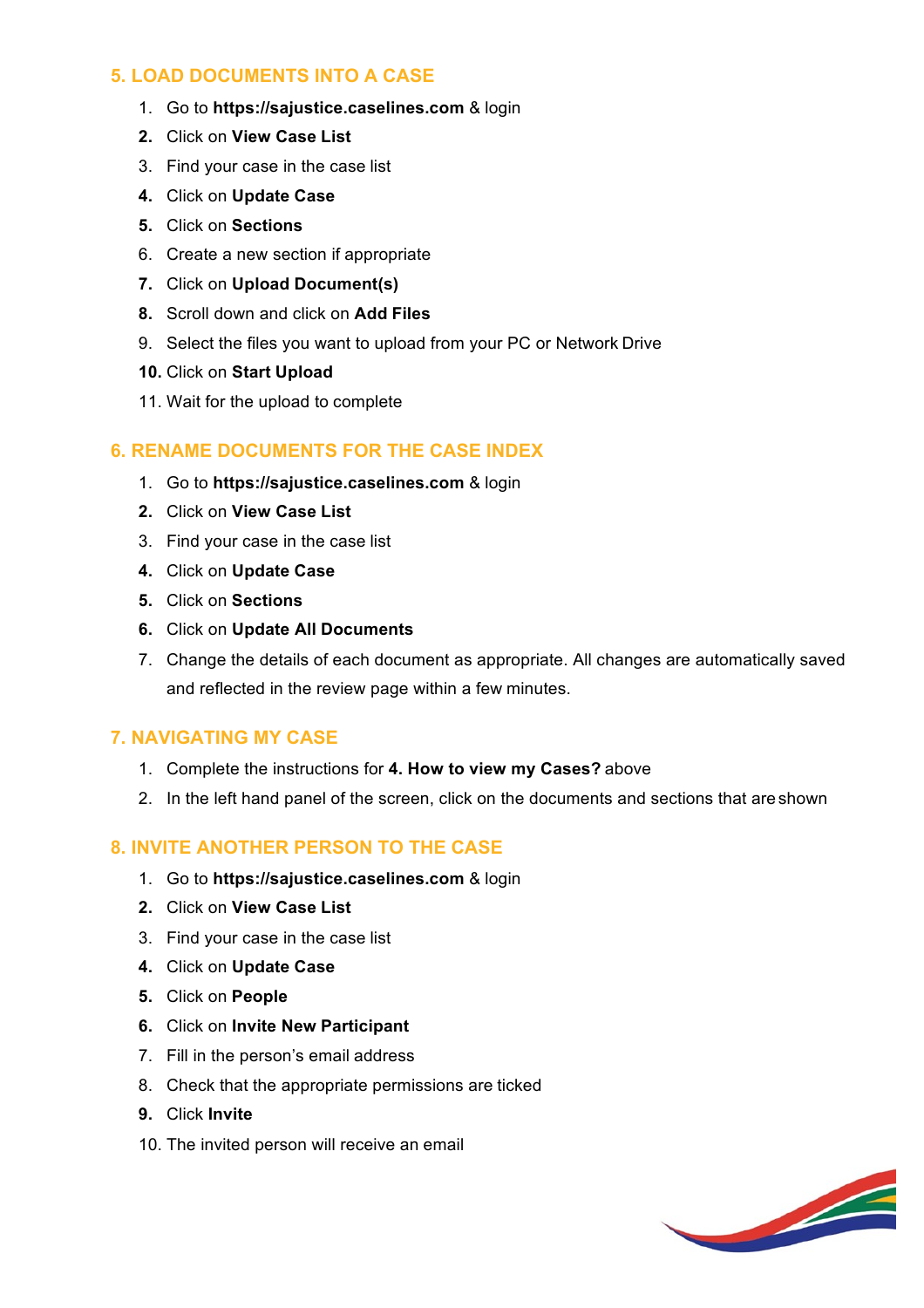## 5. LOAD DOCUMENTS INTO A CASE

1. Go to **https://sajustice.caselines.com** & login
2. Click on **View Case List**
3. Find your case in the case list
4. Click on **Update Case**
5. Click on **Sections**
6. Create a new section if appropriate
7. Click on **Upload Document(s)**
8. Scroll down and click on **Add Files**
9. Select the files you want to upload from your PC or Network Drive
10. Click on **Start Upload**
11. Wait for the upload to complete

## 6. RENAME DOCUMENTS FOR THE CASE INDEX

1. Go to **https://sajustice.caselines.com** & login
2. Click on **View Case List**
3. Find your case in the case list
4. Click on **Update Case**
5. Click on **Sections**
6. Click on **Update All Documents**
7. Change the details of each document as appropriate. All changes are automatically saved and reflected in the review page within a few minutes.

## 7. NAVIGATING MY CASE

1. Complete the instructions for **4. How to view my Cases?** above
2. In the left hand panel of the screen, click on the documents and sections that are shown

## 8. INVITE ANOTHER PERSON TO THE CASE

1. Go to **https://sajustice.caselines.com** & login
2. Click on **View Case List**
3. Find your case in the case list
4. Click on **Update Case**
5. Click on **People**
6. Click on **Invite New Participant**
7. Fill in the person's email address
8. Check that the appropriate permissions are ticked
9. Click **Invite**
10. The invited person will receive an email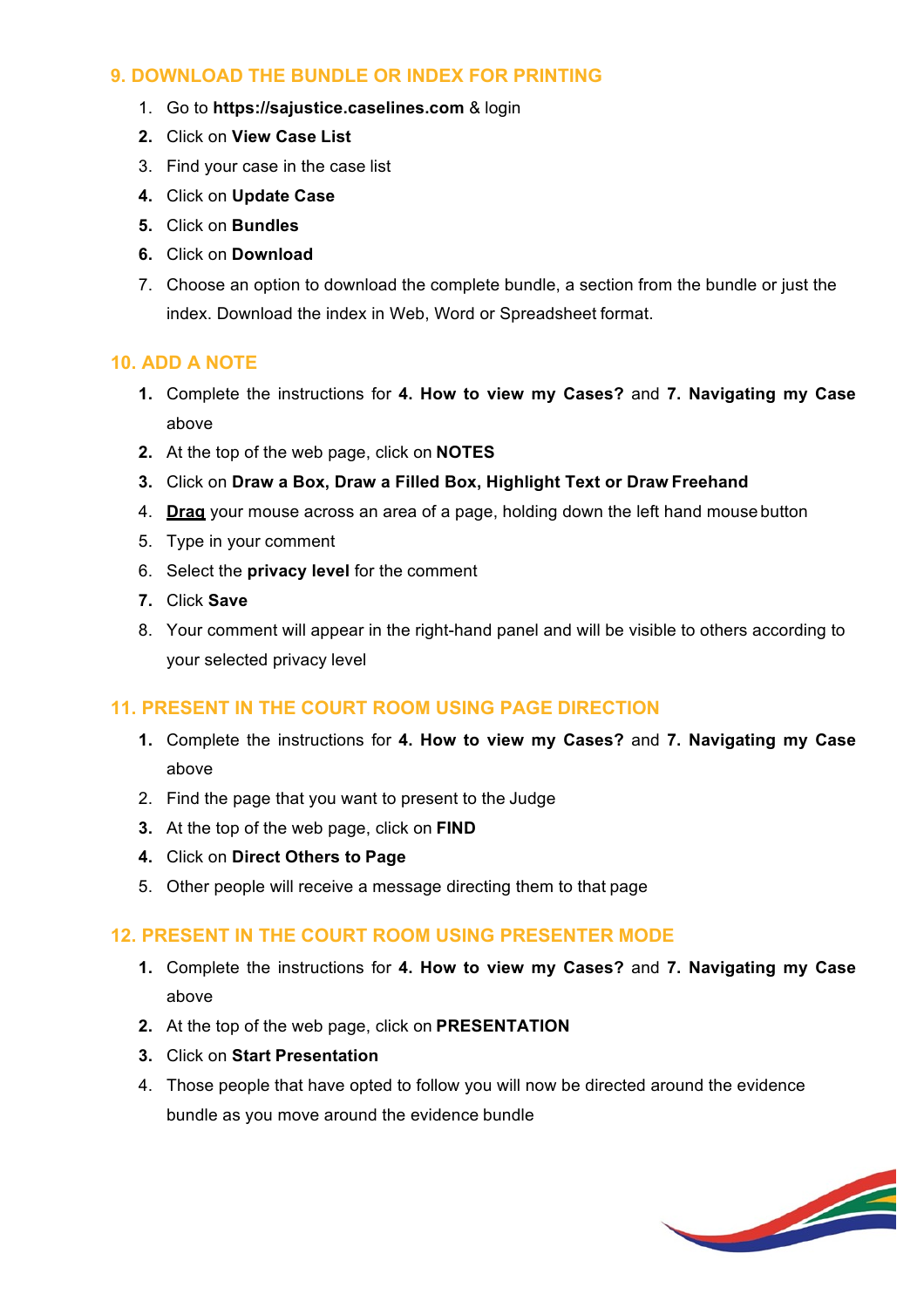## 9. DOWNLOAD THE BUNDLE OR INDEX FOR PRINTING

1. Go to **https://sajustice.caselines.com** & login
2. Click on **View Case List**
3. Find your case in the case list
4. Click on **Update Case**
5. Click on **Bundles**
6. Click on **Download**
7. Choose an option to download the complete bundle, a section from the bundle or just the index. Download the index in Web, Word or Spreadsheet format.

## 10. ADD A NOTE

1. Complete the instructions for **4. How to view my Cases?** and **7. Navigating my Case** above
2. At the top of the web page, click on **NOTES**
3. Click on **Draw a Box, Draw a Filled Box, Highlight Text or Draw Freehand**
4. **Drag** your mouse across an area of a page, holding down the left hand mouse button
5. Type in your comment
6. Select the **privacy level** for the comment
7. Click **Save**
8. Your comment will appear in the right-hand panel and will be visible to others according to your selected privacy level

## 11. PRESENT IN THE COURT ROOM USING PAGE DIRECTION

1. Complete the instructions for **4. How to view my Cases?** and **7. Navigating my Case** above
2. Find the page that you want to present to the Judge
3. At the top of the web page, click on **FIND**
4. Click on **Direct Others to Page**
5. Other people will receive a message directing them to that page

## 12. PRESENT IN THE COURT ROOM USING PRESENTER MODE

1. Complete the instructions for **4. How to view my Cases?** and **7. Navigating my Case** above
2. At the top of the web page, click on **PRESENTATION**
3. Click on **Start Presentation**
4. Those people that have opted to follow you will now be directed around the evidence bundle as you move around the evidence bundle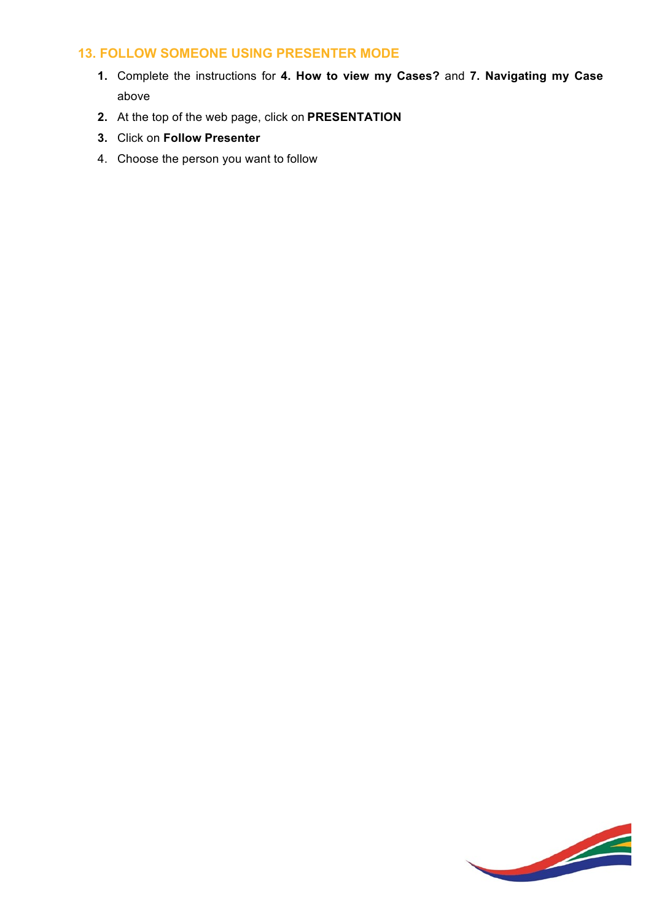## 13. FOLLOW SOMEONE USING PRESENTER MODE

1. Complete the instructions for **4. How to view my Cases?** and **7. Navigating my Case** above
2. At the top of the web page, click on **PRESENTATION**
3. Click on **Follow Presenter**
4. Choose the person you want to follow